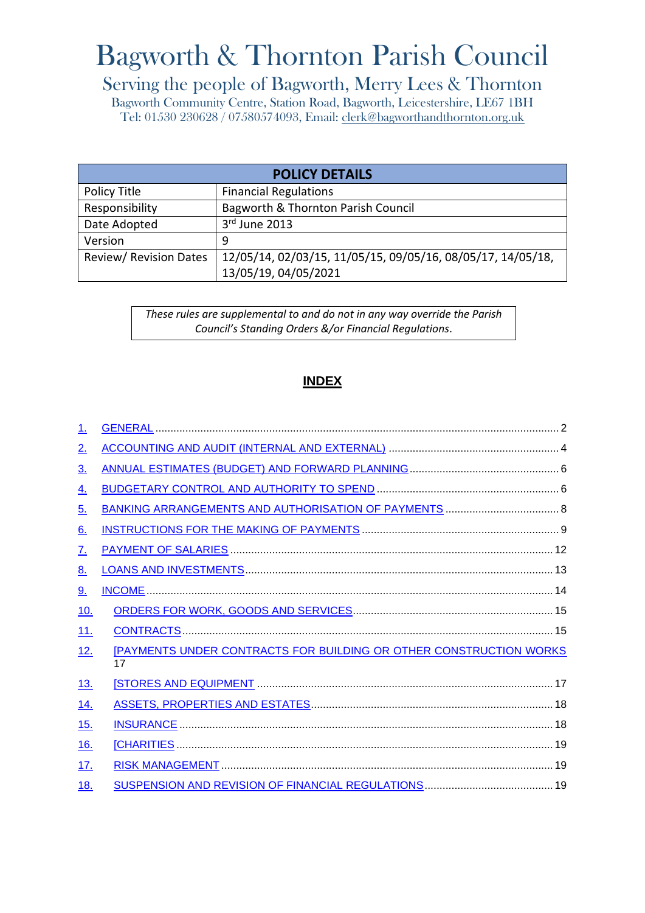# Bagworth & Thornton Parish Council

## Serving the people of Bagworth, Merry Lees & Thornton

Bagworth Community Centre, Station Road, Bagworth, Leicestershire, LE67 1BH
Tel: 01530 230628 / 07580574093, Email: clerk@bagworthandthornton.org.uk

| POLICY DETAILS | |
|---|---|
| Policy Title | Financial Regulations |
| Responsibility | Bagworth & Thornton Parish Council |
| Date Adopted | 3rd June 2013 |
| Version | 9 |
| Review/ Revision Dates | 12/05/14, 02/03/15, 11/05/15, 09/05/16, 08/05/17, 14/05/18, 13/05/19, 04/05/2021 |

*These rules are supplemental to and do not in any way override the Parish Council's Standing Orders &/or Financial Regulations.*

## INDEX

1. GENERAL ..... 2
2. ACCOUNTING AND AUDIT (INTERNAL AND EXTERNAL) ..... 4
3. ANNUAL ESTIMATES (BUDGET) AND FORWARD PLANNING ..... 6
4. BUDGETARY CONTROL AND AUTHORITY TO SPEND ..... 6
5. BANKING ARRANGEMENTS AND AUTHORISATION OF PAYMENTS ..... 8
6. INSTRUCTIONS FOR THE MAKING OF PAYMENTS ..... 9
7. PAYMENT OF SALARIES ..... 12
8. LOANS AND INVESTMENTS ..... 13
9. INCOME ..... 14
10. ORDERS FOR WORK, GOODS AND SERVICES ..... 15
11. CONTRACTS ..... 15
12. [PAYMENTS UNDER CONTRACTS FOR BUILDING OR OTHER CONSTRUCTION WORKS ..... 17
13. [STORES AND EQUIPMENT ..... 17
14. ASSETS, PROPERTIES AND ESTATES ..... 18
15. INSURANCE ..... 18
16. [CHARITIES ..... 19
17. RISK MANAGEMENT ..... 19
18. SUSPENSION AND REVISION OF FINANCIAL REGULATIONS ..... 19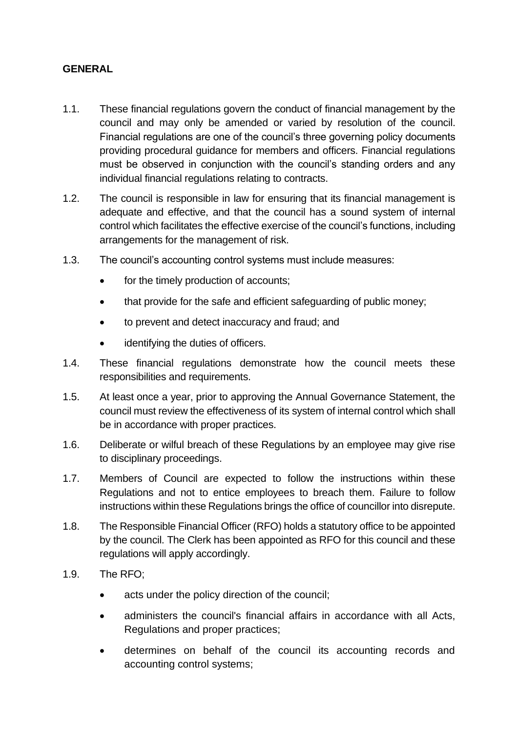## GENERAL

1.1. These financial regulations govern the conduct of financial management by the council and may only be amended or varied by resolution of the council. Financial regulations are one of the council's three governing policy documents providing procedural guidance for members and officers. Financial regulations must be observed in conjunction with the council's standing orders and any individual financial regulations relating to contracts.

1.2. The council is responsible in law for ensuring that its financial management is adequate and effective, and that the council has a sound system of internal control which facilitates the effective exercise of the council's functions, including arrangements for the management of risk.

1.3. The council's accounting control systems must include measures:

- for the timely production of accounts;
- that provide for the safe and efficient safeguarding of public money;
- to prevent and detect inaccuracy and fraud; and
- identifying the duties of officers.

1.4. These financial regulations demonstrate how the council meets these responsibilities and requirements.

1.5. At least once a year, prior to approving the Annual Governance Statement, the council must review the effectiveness of its system of internal control which shall be in accordance with proper practices.

1.6. Deliberate or wilful breach of these Regulations by an employee may give rise to disciplinary proceedings.

1.7. Members of Council are expected to follow the instructions within these Regulations and not to entice employees to breach them. Failure to follow instructions within these Regulations brings the office of councillor into disrepute.

1.8. The Responsible Financial Officer (RFO) holds a statutory office to be appointed by the council. The Clerk has been appointed as RFO for this council and these regulations will apply accordingly.

1.9. The RFO;

- acts under the policy direction of the council;
- administers the council's financial affairs in accordance with all Acts, Regulations and proper practices;
- determines on behalf of the council its accounting records and accounting control systems;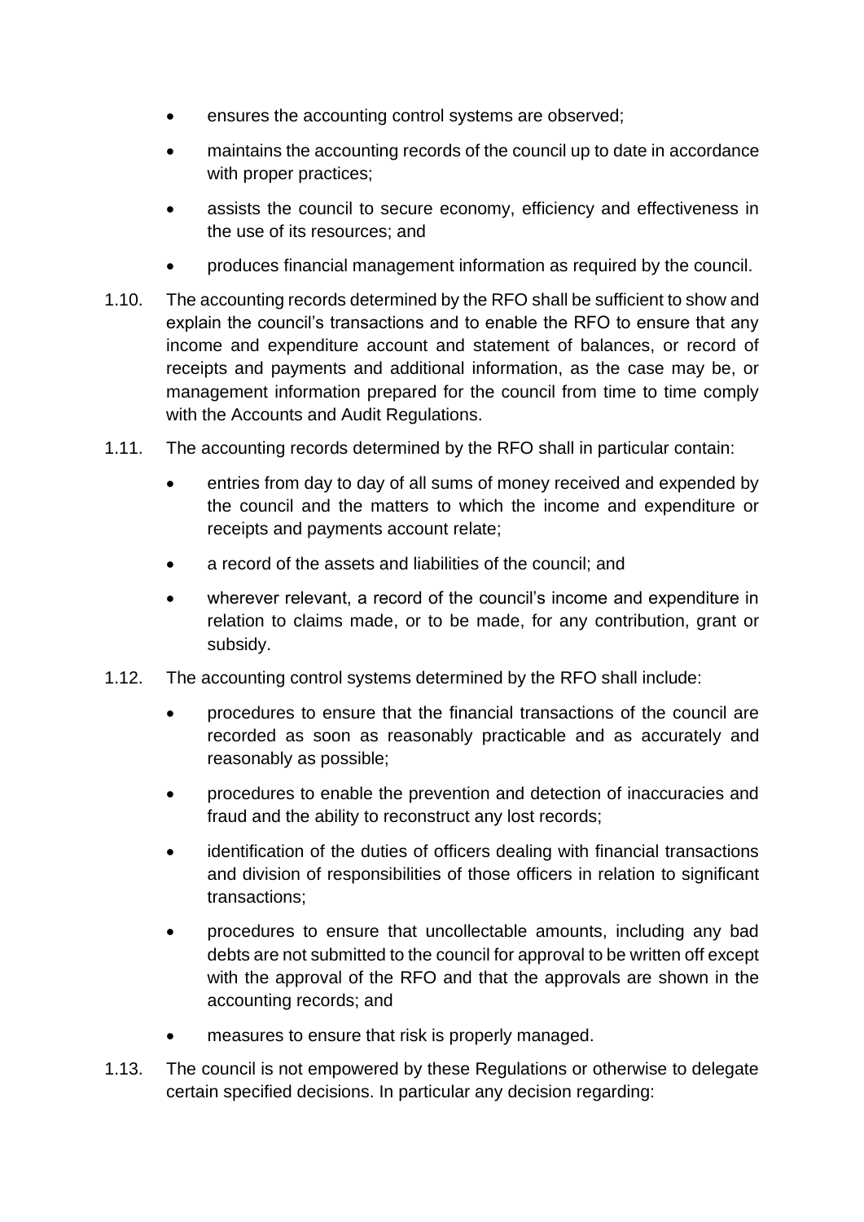- ensures the accounting control systems are observed;
- maintains the accounting records of the council up to date in accordance with proper practices;
- assists the council to secure economy, efficiency and effectiveness in the use of its resources; and
- produces financial management information as required by the council.

1.10. The accounting records determined by the RFO shall be sufficient to show and explain the council's transactions and to enable the RFO to ensure that any income and expenditure account and statement of balances, or record of receipts and payments and additional information, as the case may be, or management information prepared for the council from time to time comply with the Accounts and Audit Regulations.

1.11. The accounting records determined by the RFO shall in particular contain:

- entries from day to day of all sums of money received and expended by the council and the matters to which the income and expenditure or receipts and payments account relate;
- a record of the assets and liabilities of the council; and
- wherever relevant, a record of the council's income and expenditure in relation to claims made, or to be made, for any contribution, grant or subsidy.

1.12. The accounting control systems determined by the RFO shall include:

- procedures to ensure that the financial transactions of the council are recorded as soon as reasonably practicable and as accurately and reasonably as possible;
- procedures to enable the prevention and detection of inaccuracies and fraud and the ability to reconstruct any lost records;
- identification of the duties of officers dealing with financial transactions and division of responsibilities of those officers in relation to significant transactions;
- procedures to ensure that uncollectable amounts, including any bad debts are not submitted to the council for approval to be written off except with the approval of the RFO and that the approvals are shown in the accounting records; and
- measures to ensure that risk is properly managed.

1.13. The council is not empowered by these Regulations or otherwise to delegate certain specified decisions. In particular any decision regarding: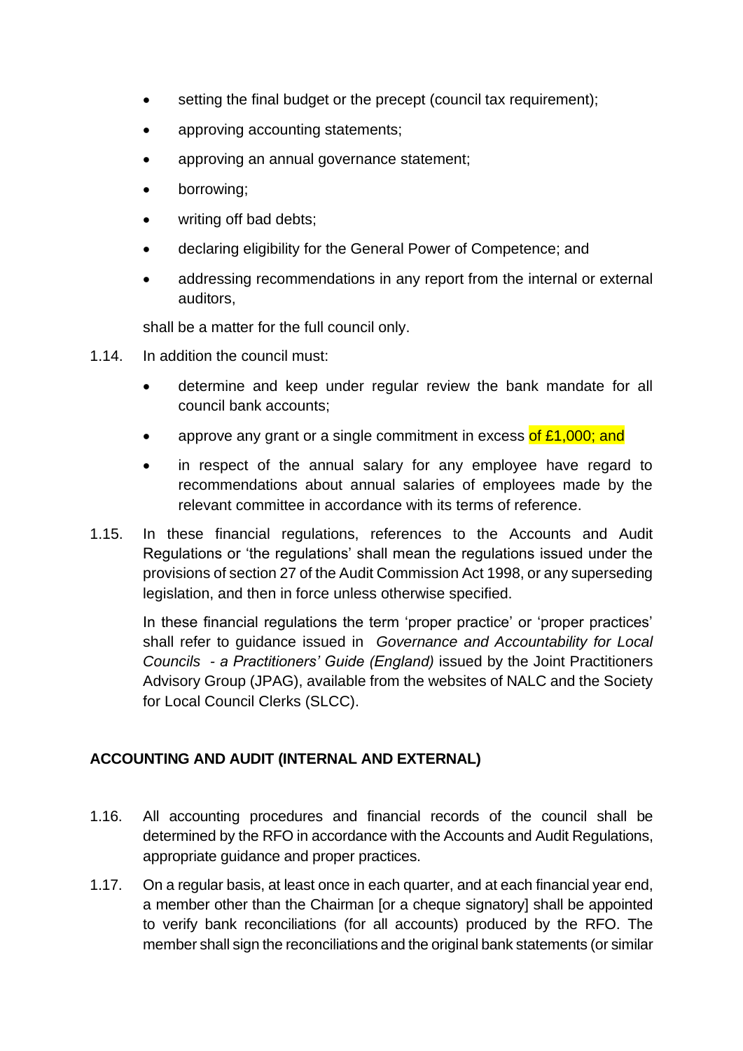- setting the final budget or the precept (council tax requirement);
- approving accounting statements;
- approving an annual governance statement;
- borrowing;
- writing off bad debts;
- declaring eligibility for the General Power of Competence; and
- addressing recommendations in any report from the internal or external auditors,

shall be a matter for the full council only.

1.14. In addition the council must:

- determine and keep under regular review the bank mandate for all council bank accounts;
- approve any grant or a single commitment in excess of £1,000; and
- in respect of the annual salary for any employee have regard to recommendations about annual salaries of employees made by the relevant committee in accordance with its terms of reference.

1.15. In these financial regulations, references to the Accounts and Audit Regulations or 'the regulations' shall mean the regulations issued under the provisions of section 27 of the Audit Commission Act 1998, or any superseding legislation, and then in force unless otherwise specified.

In these financial regulations the term 'proper practice' or 'proper practices' shall refer to guidance issued in *Governance and Accountability for Local Councils - a Practitioners' Guide (England)* issued by the Joint Practitioners Advisory Group (JPAG), available from the websites of NALC and the Society for Local Council Clerks (SLCC).

**ACCOUNTING AND AUDIT (INTERNAL AND EXTERNAL)**

1.16. All accounting procedures and financial records of the council shall be determined by the RFO in accordance with the Accounts and Audit Regulations, appropriate guidance and proper practices.

1.17. On a regular basis, at least once in each quarter, and at each financial year end, a member other than the Chairman [or a cheque signatory] shall be appointed to verify bank reconciliations (for all accounts) produced by the RFO. The member shall sign the reconciliations and the original bank statements (or similar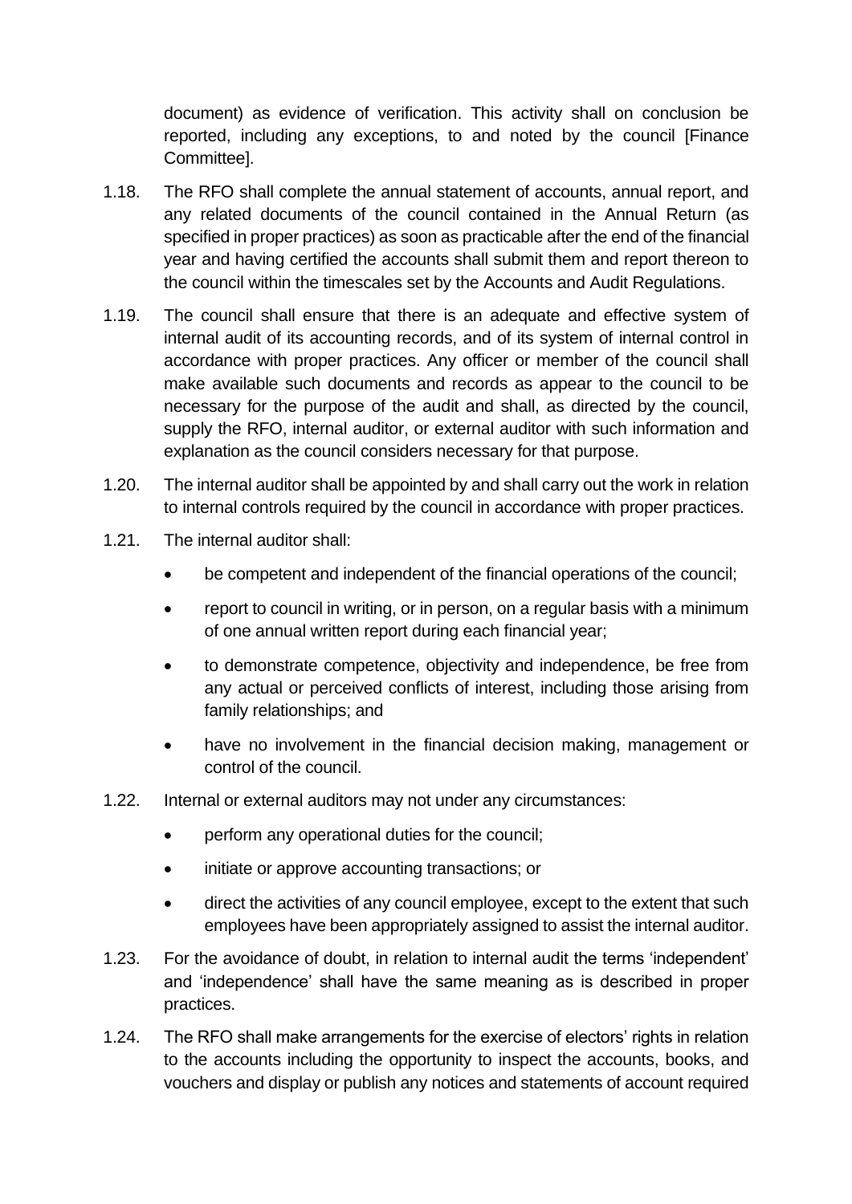document) as evidence of verification. This activity shall on conclusion be reported, including any exceptions, to and noted by the council [Finance Committee].

1.18. The RFO shall complete the annual statement of accounts, annual report, and any related documents of the council contained in the Annual Return (as specified in proper practices) as soon as practicable after the end of the financial year and having certified the accounts shall submit them and report thereon to the council within the timescales set by the Accounts and Audit Regulations.

1.19. The council shall ensure that there is an adequate and effective system of internal audit of its accounting records, and of its system of internal control in accordance with proper practices. Any officer or member of the council shall make available such documents and records as appear to the council to be necessary for the purpose of the audit and shall, as directed by the council, supply the RFO, internal auditor, or external auditor with such information and explanation as the council considers necessary for that purpose.

1.20. The internal auditor shall be appointed by and shall carry out the work in relation to internal controls required by the council in accordance with proper practices.

1.21. The internal auditor shall:

- be competent and independent of the financial operations of the council;
- report to council in writing, or in person, on a regular basis with a minimum of one annual written report during each financial year;
- to demonstrate competence, objectivity and independence, be free from any actual or perceived conflicts of interest, including those arising from family relationships; and
- have no involvement in the financial decision making, management or control of the council.

1.22. Internal or external auditors may not under any circumstances:

- perform any operational duties for the council;
- initiate or approve accounting transactions; or
- direct the activities of any council employee, except to the extent that such employees have been appropriately assigned to assist the internal auditor.

1.23. For the avoidance of doubt, in relation to internal audit the terms 'independent' and 'independence' shall have the same meaning as is described in proper practices.

1.24. The RFO shall make arrangements for the exercise of electors' rights in relation to the accounts including the opportunity to inspect the accounts, books, and vouchers and display or publish any notices and statements of account required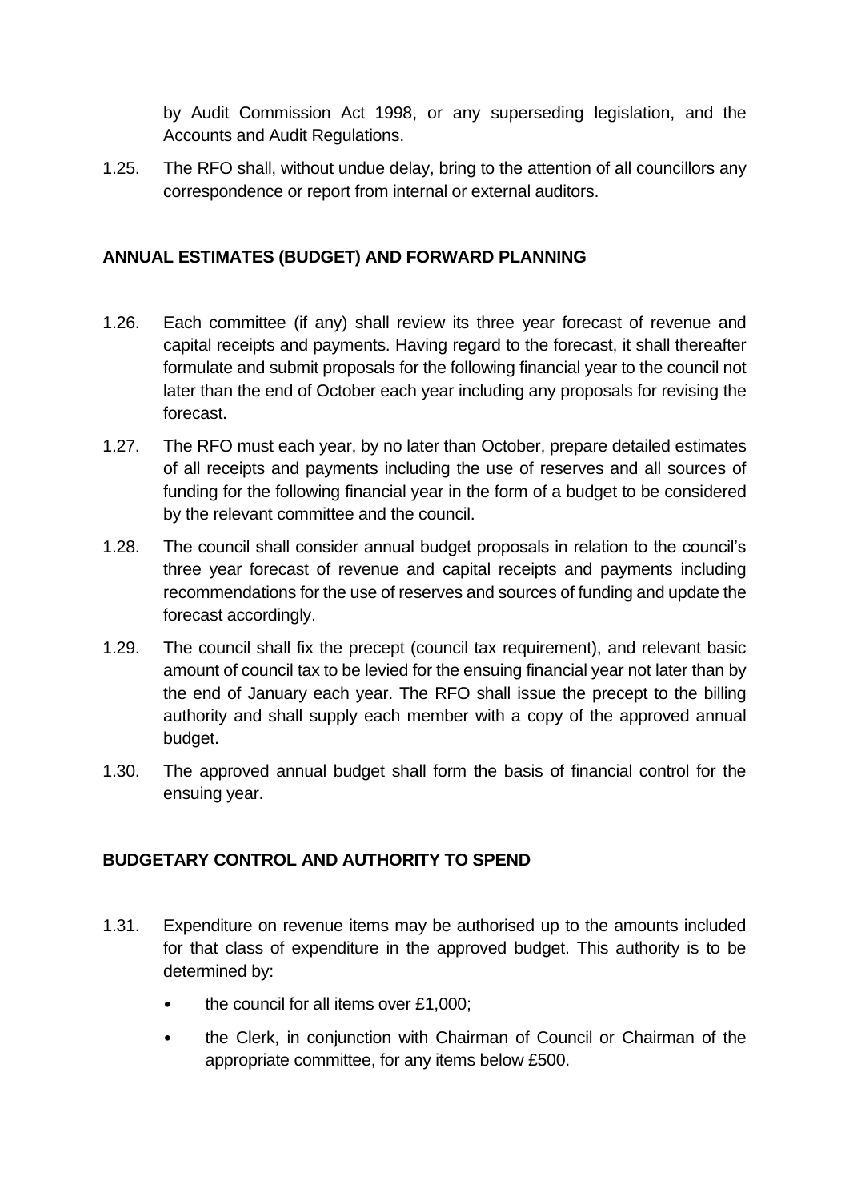by Audit Commission Act 1998, or any superseding legislation, and the Accounts and Audit Regulations.

1.25. The RFO shall, without undue delay, bring to the attention of all councillors any correspondence or report from internal or external auditors.

## ANNUAL ESTIMATES (BUDGET) AND FORWARD PLANNING

1.26. Each committee (if any) shall review its three year forecast of revenue and capital receipts and payments. Having regard to the forecast, it shall thereafter formulate and submit proposals for the following financial year to the council not later than the end of October each year including any proposals for revising the forecast.

1.27. The RFO must each year, by no later than October, prepare detailed estimates of all receipts and payments including the use of reserves and all sources of funding for the following financial year in the form of a budget to be considered by the relevant committee and the council.

1.28. The council shall consider annual budget proposals in relation to the council's three year forecast of revenue and capital receipts and payments including recommendations for the use of reserves and sources of funding and update the forecast accordingly.

1.29. The council shall fix the precept (council tax requirement), and relevant basic amount of council tax to be levied for the ensuing financial year not later than by the end of January each year. The RFO shall issue the precept to the billing authority and shall supply each member with a copy of the approved annual budget.

1.30. The approved annual budget shall form the basis of financial control for the ensuing year.

## BUDGETARY CONTROL AND AUTHORITY TO SPEND

1.31. Expenditure on revenue items may be authorised up to the amounts included for that class of expenditure in the approved budget. This authority is to be determined by:

- the council for all items over £1,000;
- the Clerk, in conjunction with Chairman of Council or Chairman of the appropriate committee, for any items below £500.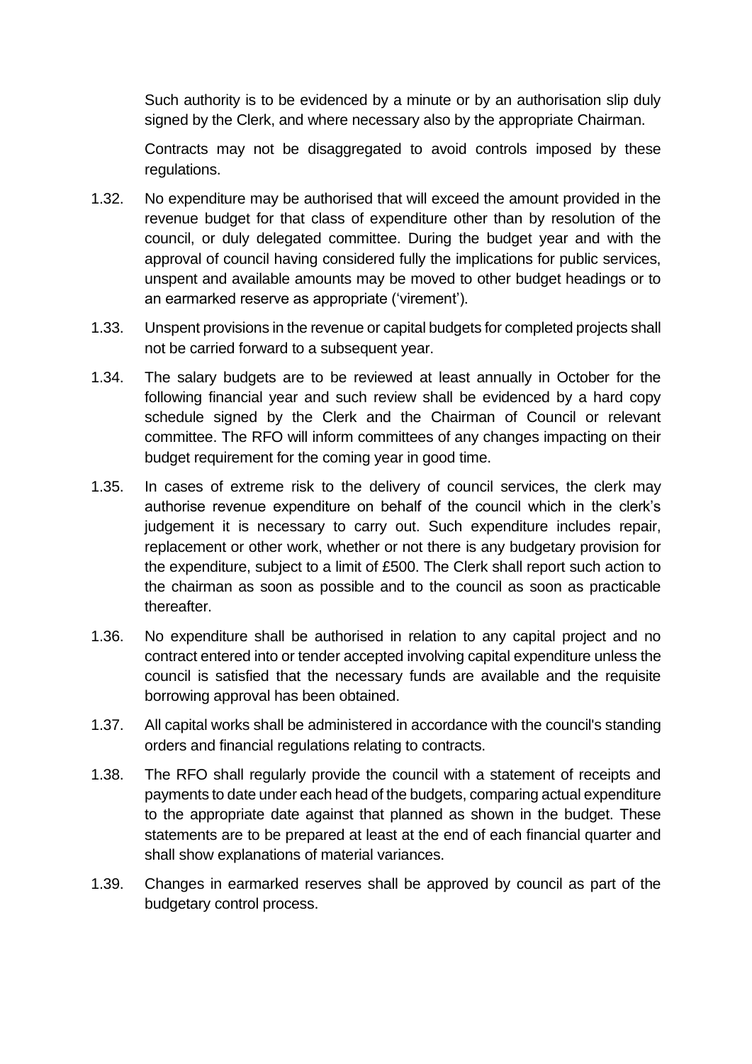Such authority is to be evidenced by a minute or by an authorisation slip duly signed by the Clerk, and where necessary also by the appropriate Chairman.

Contracts may not be disaggregated to avoid controls imposed by these regulations.

1.32. No expenditure may be authorised that will exceed the amount provided in the revenue budget for that class of expenditure other than by resolution of the council, or duly delegated committee. During the budget year and with the approval of council having considered fully the implications for public services, unspent and available amounts may be moved to other budget headings or to an earmarked reserve as appropriate ('virement').

1.33. Unspent provisions in the revenue or capital budgets for completed projects shall not be carried forward to a subsequent year.

1.34. The salary budgets are to be reviewed at least annually in October for the following financial year and such review shall be evidenced by a hard copy schedule signed by the Clerk and the Chairman of Council or relevant committee. The RFO will inform committees of any changes impacting on their budget requirement for the coming year in good time.

1.35. In cases of extreme risk to the delivery of council services, the clerk may authorise revenue expenditure on behalf of the council which in the clerk's judgement it is necessary to carry out. Such expenditure includes repair, replacement or other work, whether or not there is any budgetary provision for the expenditure, subject to a limit of £500. The Clerk shall report such action to the chairman as soon as possible and to the council as soon as practicable thereafter.

1.36. No expenditure shall be authorised in relation to any capital project and no contract entered into or tender accepted involving capital expenditure unless the council is satisfied that the necessary funds are available and the requisite borrowing approval has been obtained.

1.37. All capital works shall be administered in accordance with the council's standing orders and financial regulations relating to contracts.

1.38. The RFO shall regularly provide the council with a statement of receipts and payments to date under each head of the budgets, comparing actual expenditure to the appropriate date against that planned as shown in the budget. These statements are to be prepared at least at the end of each financial quarter and shall show explanations of material variances.

1.39. Changes in earmarked reserves shall be approved by council as part of the budgetary control process.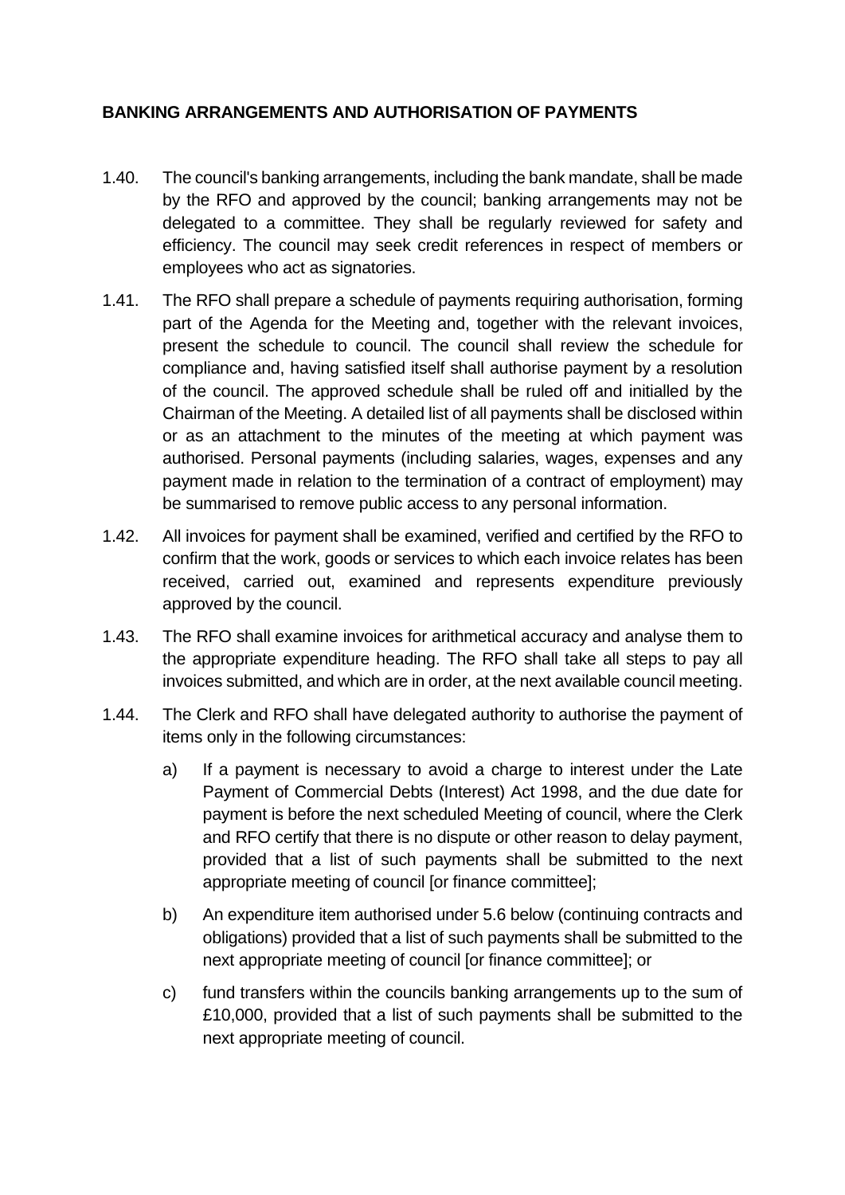**BANKING ARRANGEMENTS AND AUTHORISATION OF PAYMENTS**

1.40. The council's banking arrangements, including the bank mandate, shall be made by the RFO and approved by the council; banking arrangements may not be delegated to a committee. They shall be regularly reviewed for safety and efficiency. The council may seek credit references in respect of members or employees who act as signatories.

1.41. The RFO shall prepare a schedule of payments requiring authorisation, forming part of the Agenda for the Meeting and, together with the relevant invoices, present the schedule to council. The council shall review the schedule for compliance and, having satisfied itself shall authorise payment by a resolution of the council. The approved schedule shall be ruled off and initialled by the Chairman of the Meeting. A detailed list of all payments shall be disclosed within or as an attachment to the minutes of the meeting at which payment was authorised. Personal payments (including salaries, wages, expenses and any payment made in relation to the termination of a contract of employment) may be summarised to remove public access to any personal information.

1.42. All invoices for payment shall be examined, verified and certified by the RFO to confirm that the work, goods or services to which each invoice relates has been received, carried out, examined and represents expenditure previously approved by the council.

1.43. The RFO shall examine invoices for arithmetical accuracy and analyse them to the appropriate expenditure heading. The RFO shall take all steps to pay all invoices submitted, and which are in order, at the next available council meeting.

1.44. The Clerk and RFO shall have delegated authority to authorise the payment of items only in the following circumstances:

a) If a payment is necessary to avoid a charge to interest under the Late Payment of Commercial Debts (Interest) Act 1998, and the due date for payment is before the next scheduled Meeting of council, where the Clerk and RFO certify that there is no dispute or other reason to delay payment, provided that a list of such payments shall be submitted to the next appropriate meeting of council [or finance committee];

b) An expenditure item authorised under 5.6 below (continuing contracts and obligations) provided that a list of such payments shall be submitted to the next appropriate meeting of council [or finance committee]; or

c) fund transfers within the councils banking arrangements up to the sum of £10,000, provided that a list of such payments shall be submitted to the next appropriate meeting of council.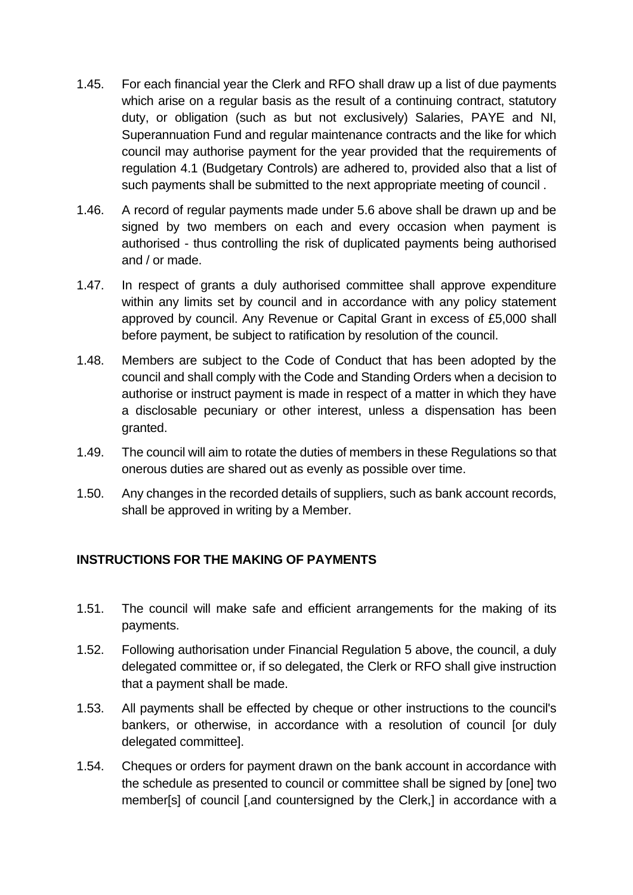1.45. For each financial year the Clerk and RFO shall draw up a list of due payments which arise on a regular basis as the result of a continuing contract, statutory duty, or obligation (such as but not exclusively) Salaries, PAYE and NI, Superannuation Fund and regular maintenance contracts and the like for which council may authorise payment for the year provided that the requirements of regulation 4.1 (Budgetary Controls) are adhered to, provided also that a list of such payments shall be submitted to the next appropriate meeting of council .

1.46. A record of regular payments made under 5.6 above shall be drawn up and be signed by two members on each and every occasion when payment is authorised - thus controlling the risk of duplicated payments being authorised and / or made.

1.47. In respect of grants a duly authorised committee shall approve expenditure within any limits set by council and in accordance with any policy statement approved by council. Any Revenue or Capital Grant in excess of £5,000 shall before payment, be subject to ratification by resolution of the council.

1.48. Members are subject to the Code of Conduct that has been adopted by the council and shall comply with the Code and Standing Orders when a decision to authorise or instruct payment is made in respect of a matter in which they have a disclosable pecuniary or other interest, unless a dispensation has been granted.

1.49. The council will aim to rotate the duties of members in these Regulations so that onerous duties are shared out as evenly as possible over time.

1.50. Any changes in the recorded details of suppliers, such as bank account records, shall be approved in writing by a Member.

## INSTRUCTIONS FOR THE MAKING OF PAYMENTS

1.51. The council will make safe and efficient arrangements for the making of its payments.

1.52. Following authorisation under Financial Regulation 5 above, the council, a duly delegated committee or, if so delegated, the Clerk or RFO shall give instruction that a payment shall be made.

1.53. All payments shall be effected by cheque or other instructions to the council's bankers, or otherwise, in accordance with a resolution of council [or duly delegated committee].

1.54. Cheques or orders for payment drawn on the bank account in accordance with the schedule as presented to council or committee shall be signed by [one] two member[s] of council [,and countersigned by the Clerk,] in accordance with a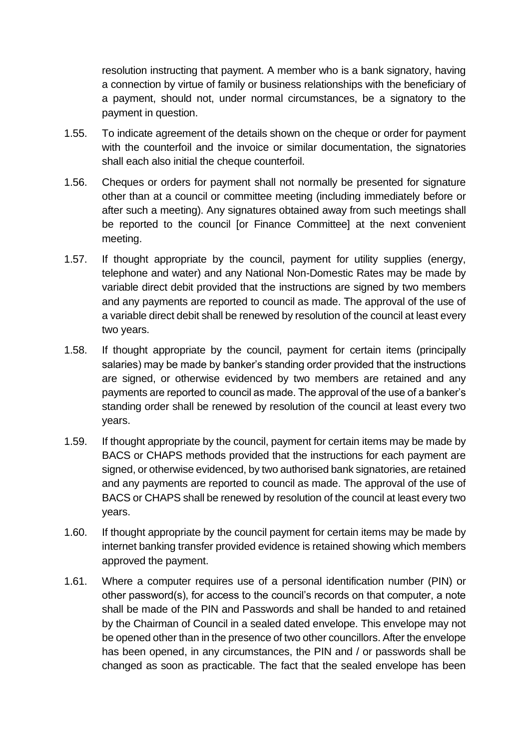resolution instructing that payment. A member who is a bank signatory, having a connection by virtue of family or business relationships with the beneficiary of a payment, should not, under normal circumstances, be a signatory to the payment in question.

1.55. To indicate agreement of the details shown on the cheque or order for payment with the counterfoil and the invoice or similar documentation, the signatories shall each also initial the cheque counterfoil.

1.56. Cheques or orders for payment shall not normally be presented for signature other than at a council or committee meeting (including immediately before or after such a meeting). Any signatures obtained away from such meetings shall be reported to the council [or Finance Committee] at the next convenient meeting.

1.57. If thought appropriate by the council, payment for utility supplies (energy, telephone and water) and any National Non-Domestic Rates may be made by variable direct debit provided that the instructions are signed by two members and any payments are reported to council as made. The approval of the use of a variable direct debit shall be renewed by resolution of the council at least every two years.

1.58. If thought appropriate by the council, payment for certain items (principally salaries) may be made by banker's standing order provided that the instructions are signed, or otherwise evidenced by two members are retained and any payments are reported to council as made. The approval of the use of a banker's standing order shall be renewed by resolution of the council at least every two years.

1.59. If thought appropriate by the council, payment for certain items may be made by BACS or CHAPS methods provided that the instructions for each payment are signed, or otherwise evidenced, by two authorised bank signatories, are retained and any payments are reported to council as made. The approval of the use of BACS or CHAPS shall be renewed by resolution of the council at least every two years.

1.60. If thought appropriate by the council payment for certain items may be made by internet banking transfer provided evidence is retained showing which members approved the payment.

1.61. Where a computer requires use of a personal identification number (PIN) or other password(s), for access to the council's records on that computer, a note shall be made of the PIN and Passwords and shall be handed to and retained by the Chairman of Council in a sealed dated envelope. This envelope may not be opened other than in the presence of two other councillors. After the envelope has been opened, in any circumstances, the PIN and / or passwords shall be changed as soon as practicable. The fact that the sealed envelope has been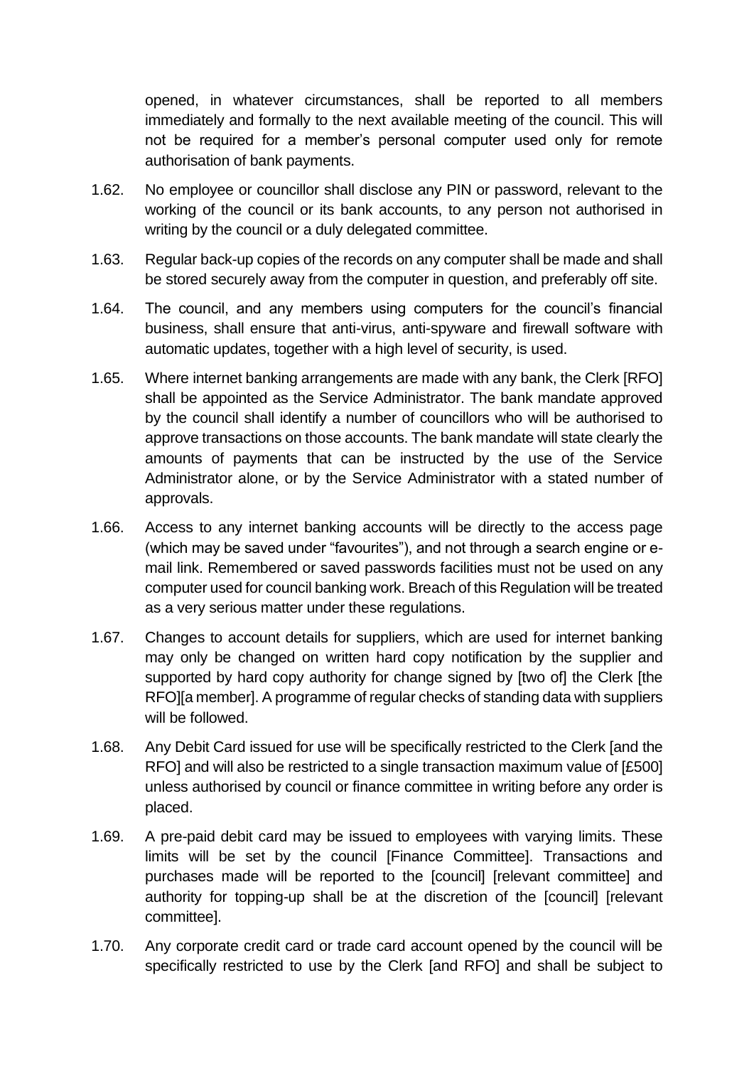opened, in whatever circumstances, shall be reported to all members immediately and formally to the next available meeting of the council. This will not be required for a member's personal computer used only for remote authorisation of bank payments.

1.62. No employee or councillor shall disclose any PIN or password, relevant to the working of the council or its bank accounts, to any person not authorised in writing by the council or a duly delegated committee.

1.63. Regular back-up copies of the records on any computer shall be made and shall be stored securely away from the computer in question, and preferably off site.

1.64. The council, and any members using computers for the council's financial business, shall ensure that anti-virus, anti-spyware and firewall software with automatic updates, together with a high level of security, is used.

1.65. Where internet banking arrangements are made with any bank, the Clerk [RFO] shall be appointed as the Service Administrator. The bank mandate approved by the council shall identify a number of councillors who will be authorised to approve transactions on those accounts. The bank mandate will state clearly the amounts of payments that can be instructed by the use of the Service Administrator alone, or by the Service Administrator with a stated number of approvals.

1.66. Access to any internet banking accounts will be directly to the access page (which may be saved under "favourites"), and not through a search engine or e-mail link. Remembered or saved passwords facilities must not be used on any computer used for council banking work. Breach of this Regulation will be treated as a very serious matter under these regulations.

1.67. Changes to account details for suppliers, which are used for internet banking may only be changed on written hard copy notification by the supplier and supported by hard copy authority for change signed by [two of] the Clerk [the RFO][a member]. A programme of regular checks of standing data with suppliers will be followed.

1.68. Any Debit Card issued for use will be specifically restricted to the Clerk [and the RFO] and will also be restricted to a single transaction maximum value of [£500] unless authorised by council or finance committee in writing before any order is placed.

1.69. A pre-paid debit card may be issued to employees with varying limits. These limits will be set by the council [Finance Committee]. Transactions and purchases made will be reported to the [council] [relevant committee] and authority for topping-up shall be at the discretion of the [council] [relevant committee].

1.70. Any corporate credit card or trade card account opened by the council will be specifically restricted to use by the Clerk [and RFO] and shall be subject to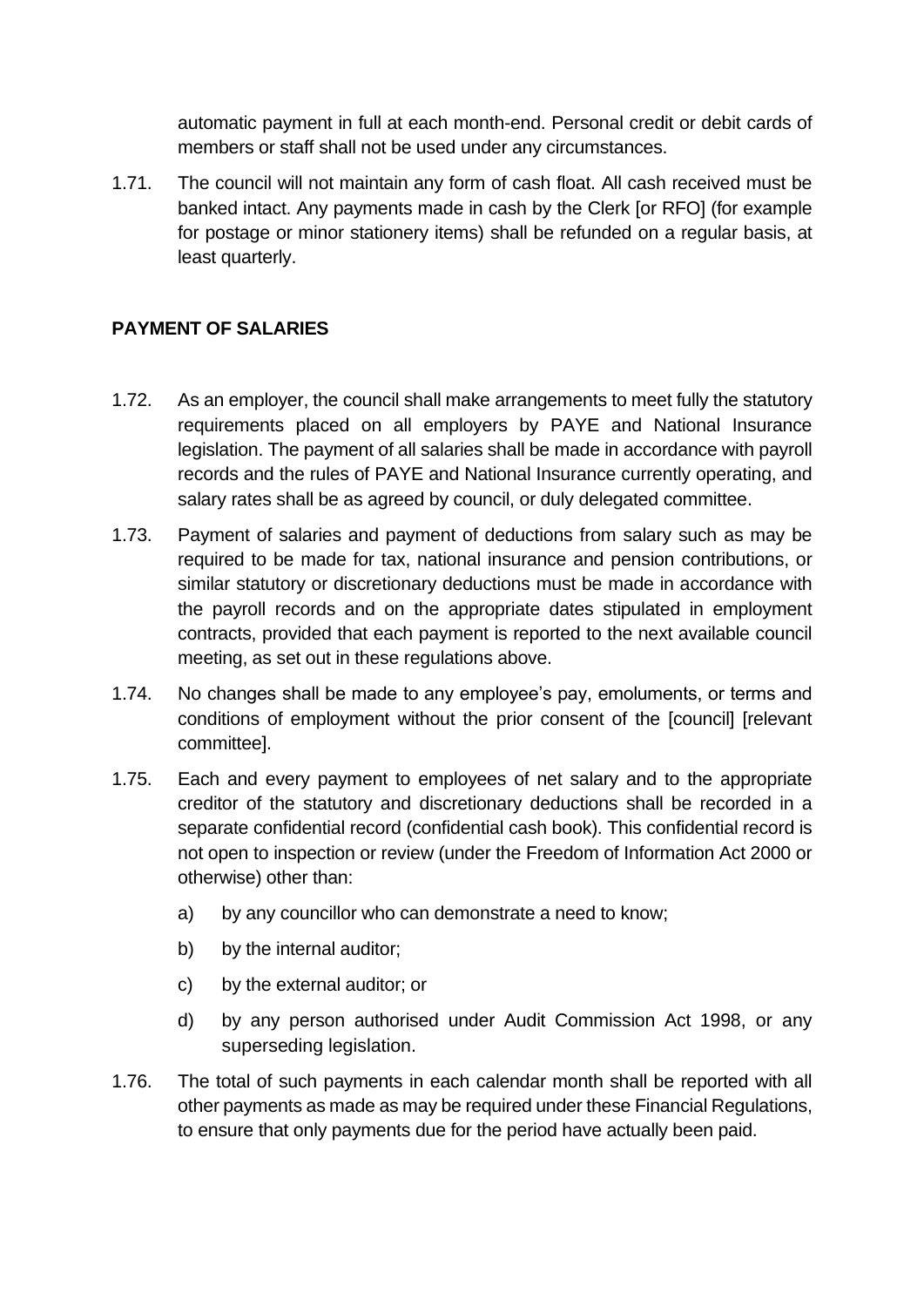automatic payment in full at each month-end. Personal credit or debit cards of members or staff shall not be used under any circumstances.

1.71. The council will not maintain any form of cash float. All cash received must be banked intact. Any payments made in cash by the Clerk [or RFO] (for example for postage or minor stationery items) shall be refunded on a regular basis, at least quarterly.

## PAYMENT OF SALARIES

1.72. As an employer, the council shall make arrangements to meet fully the statutory requirements placed on all employers by PAYE and National Insurance legislation. The payment of all salaries shall be made in accordance with payroll records and the rules of PAYE and National Insurance currently operating, and salary rates shall be as agreed by council, or duly delegated committee.

1.73. Payment of salaries and payment of deductions from salary such as may be required to be made for tax, national insurance and pension contributions, or similar statutory or discretionary deductions must be made in accordance with the payroll records and on the appropriate dates stipulated in employment contracts, provided that each payment is reported to the next available council meeting, as set out in these regulations above.

1.74. No changes shall be made to any employee's pay, emoluments, or terms and conditions of employment without the prior consent of the [council] [relevant committee].

1.75. Each and every payment to employees of net salary and to the appropriate creditor of the statutory and discretionary deductions shall be recorded in a separate confidential record (confidential cash book). This confidential record is not open to inspection or review (under the Freedom of Information Act 2000 or otherwise) other than:

a) by any councillor who can demonstrate a need to know;

b) by the internal auditor;

c) by the external auditor; or

d) by any person authorised under Audit Commission Act 1998, or any superseding legislation.

1.76. The total of such payments in each calendar month shall be reported with all other payments as made as may be required under these Financial Regulations, to ensure that only payments due for the period have actually been paid.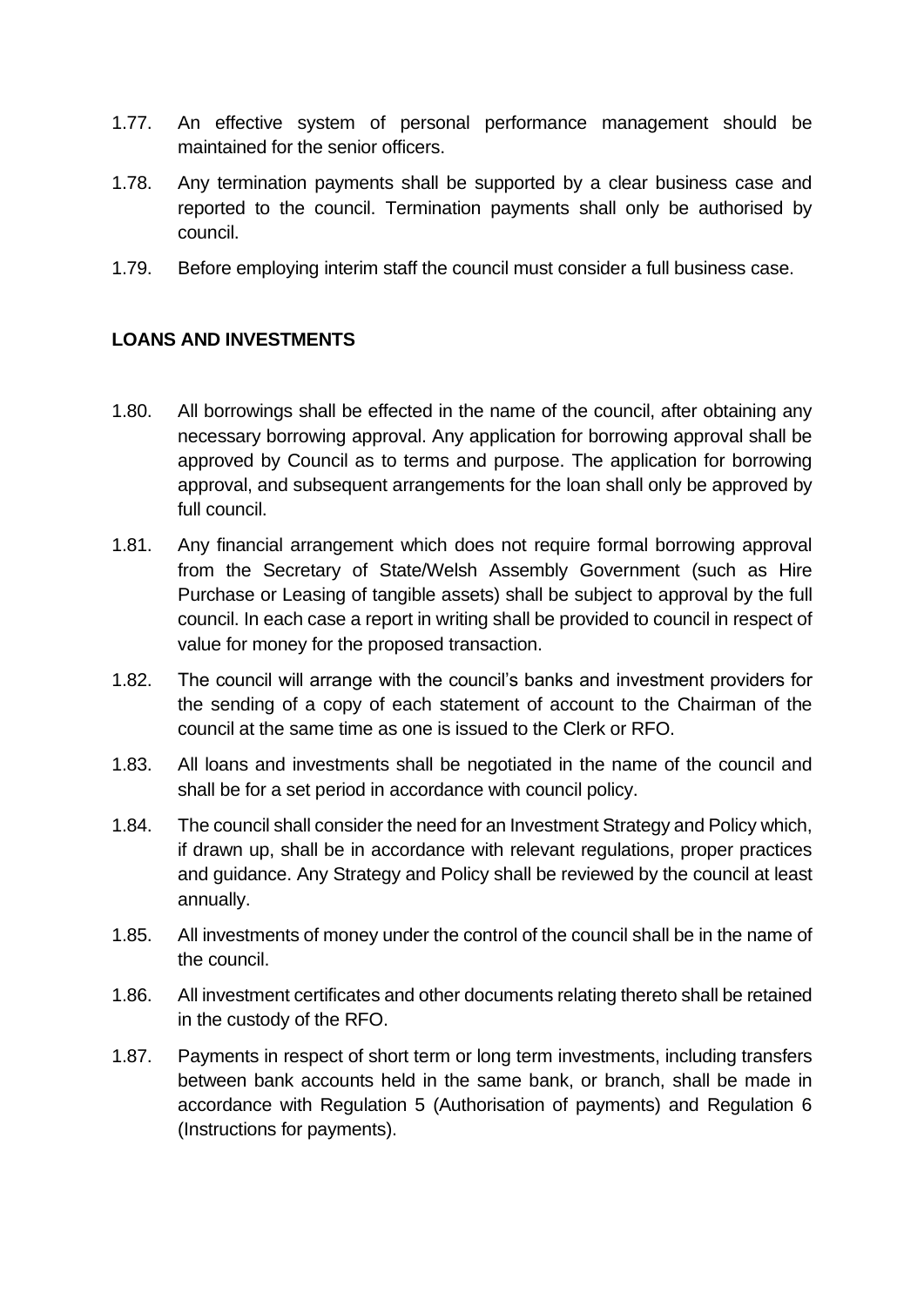1.77. An effective system of personal performance management should be maintained for the senior officers.

1.78. Any termination payments shall be supported by a clear business case and reported to the council. Termination payments shall only be authorised by council.

1.79. Before employing interim staff the council must consider a full business case.

## LOANS AND INVESTMENTS

1.80. All borrowings shall be effected in the name of the council, after obtaining any necessary borrowing approval. Any application for borrowing approval shall be approved by Council as to terms and purpose. The application for borrowing approval, and subsequent arrangements for the loan shall only be approved by full council.

1.81. Any financial arrangement which does not require formal borrowing approval from the Secretary of State/Welsh Assembly Government (such as Hire Purchase or Leasing of tangible assets) shall be subject to approval by the full council. In each case a report in writing shall be provided to council in respect of value for money for the proposed transaction.

1.82. The council will arrange with the council's banks and investment providers for the sending of a copy of each statement of account to the Chairman of the council at the same time as one is issued to the Clerk or RFO.

1.83. All loans and investments shall be negotiated in the name of the council and shall be for a set period in accordance with council policy.

1.84. The council shall consider the need for an Investment Strategy and Policy which, if drawn up, shall be in accordance with relevant regulations, proper practices and guidance. Any Strategy and Policy shall be reviewed by the council at least annually.

1.85. All investments of money under the control of the council shall be in the name of the council.

1.86. All investment certificates and other documents relating thereto shall be retained in the custody of the RFO.

1.87. Payments in respect of short term or long term investments, including transfers between bank accounts held in the same bank, or branch, shall be made in accordance with Regulation 5 (Authorisation of payments) and Regulation 6 (Instructions for payments).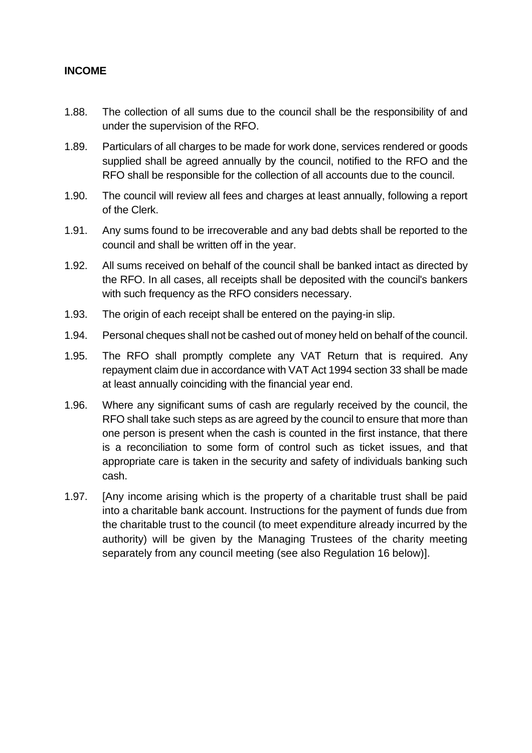**INCOME**

1.88. The collection of all sums due to the council shall be the responsibility of and under the supervision of the RFO.

1.89. Particulars of all charges to be made for work done, services rendered or goods supplied shall be agreed annually by the council, notified to the RFO and the RFO shall be responsible for the collection of all accounts due to the council.

1.90. The council will review all fees and charges at least annually, following a report of the Clerk.

1.91. Any sums found to be irrecoverable and any bad debts shall be reported to the council and shall be written off in the year.

1.92. All sums received on behalf of the council shall be banked intact as directed by the RFO. In all cases, all receipts shall be deposited with the council's bankers with such frequency as the RFO considers necessary.

1.93. The origin of each receipt shall be entered on the paying-in slip.

1.94. Personal cheques shall not be cashed out of money held on behalf of the council.

1.95. The RFO shall promptly complete any VAT Return that is required. Any repayment claim due in accordance with VAT Act 1994 section 33 shall be made at least annually coinciding with the financial year end.

1.96. Where any significant sums of cash are regularly received by the council, the RFO shall take such steps as are agreed by the council to ensure that more than one person is present when the cash is counted in the first instance, that there is a reconciliation to some form of control such as ticket issues, and that appropriate care is taken in the security and safety of individuals banking such cash.

1.97. [Any income arising which is the property of a charitable trust shall be paid into a charitable bank account. Instructions for the payment of funds due from the charitable trust to the council (to meet expenditure already incurred by the authority) will be given by the Managing Trustees of the charity meeting separately from any council meeting (see also Regulation 16 below)].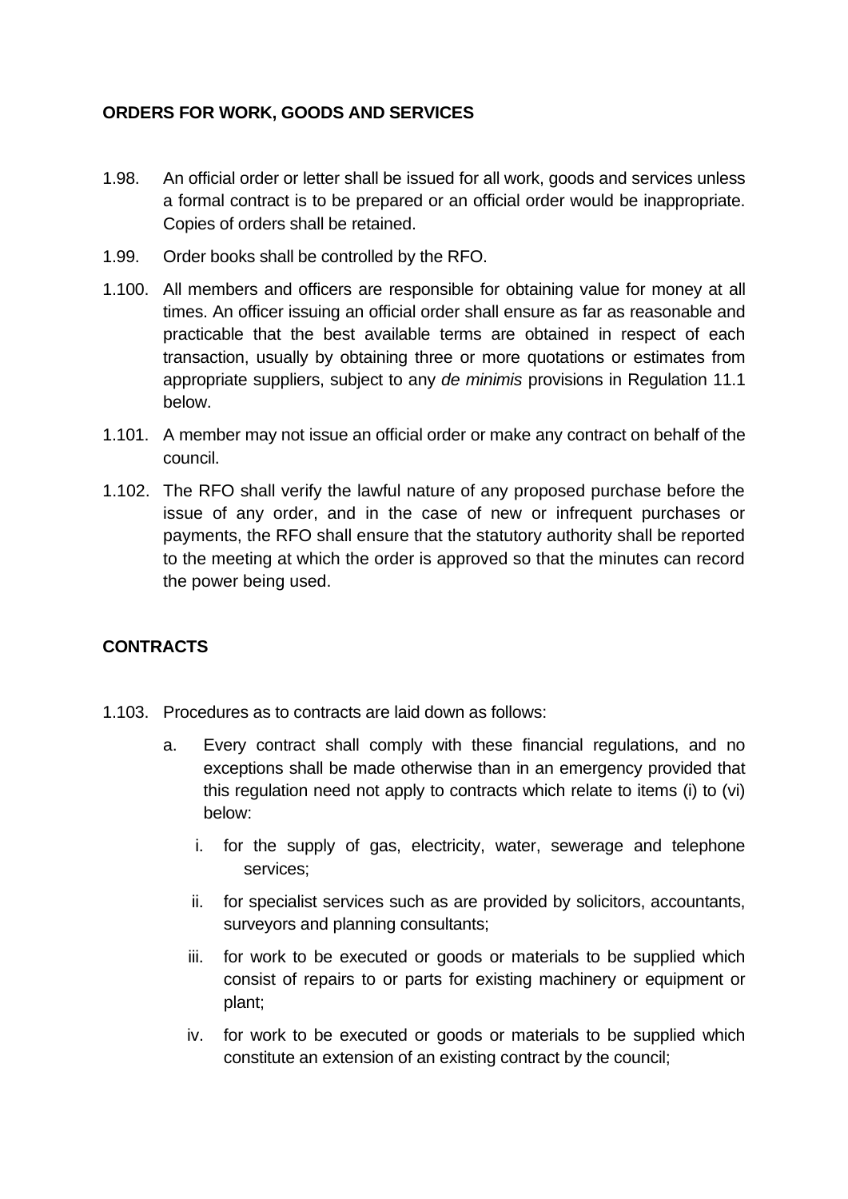**ORDERS FOR WORK, GOODS AND SERVICES**

1.98. An official order or letter shall be issued for all work, goods and services unless a formal contract is to be prepared or an official order would be inappropriate. Copies of orders shall be retained.

1.99. Order books shall be controlled by the RFO.

1.100. All members and officers are responsible for obtaining value for money at all times. An officer issuing an official order shall ensure as far as reasonable and practicable that the best available terms are obtained in respect of each transaction, usually by obtaining three or more quotations or estimates from appropriate suppliers, subject to any *de minimis* provisions in Regulation 11.1 below.

1.101. A member may not issue an official order or make any contract on behalf of the council.

1.102. The RFO shall verify the lawful nature of any proposed purchase before the issue of any order, and in the case of new or infrequent purchases or payments, the RFO shall ensure that the statutory authority shall be reported to the meeting at which the order is approved so that the minutes can record the power being used.

**CONTRACTS**

1.103. Procedures as to contracts are laid down as follows:

   a. Every contract shall comply with these financial regulations, and no exceptions shall be made otherwise than in an emergency provided that this regulation need not apply to contracts which relate to items (i) to (vi) below:

      i. for the supply of gas, electricity, water, sewerage and telephone services;

      ii. for specialist services such as are provided by solicitors, accountants, surveyors and planning consultants;

      iii. for work to be executed or goods or materials to be supplied which consist of repairs to or parts for existing machinery or equipment or plant;

      iv. for work to be executed or goods or materials to be supplied which constitute an extension of an existing contract by the council;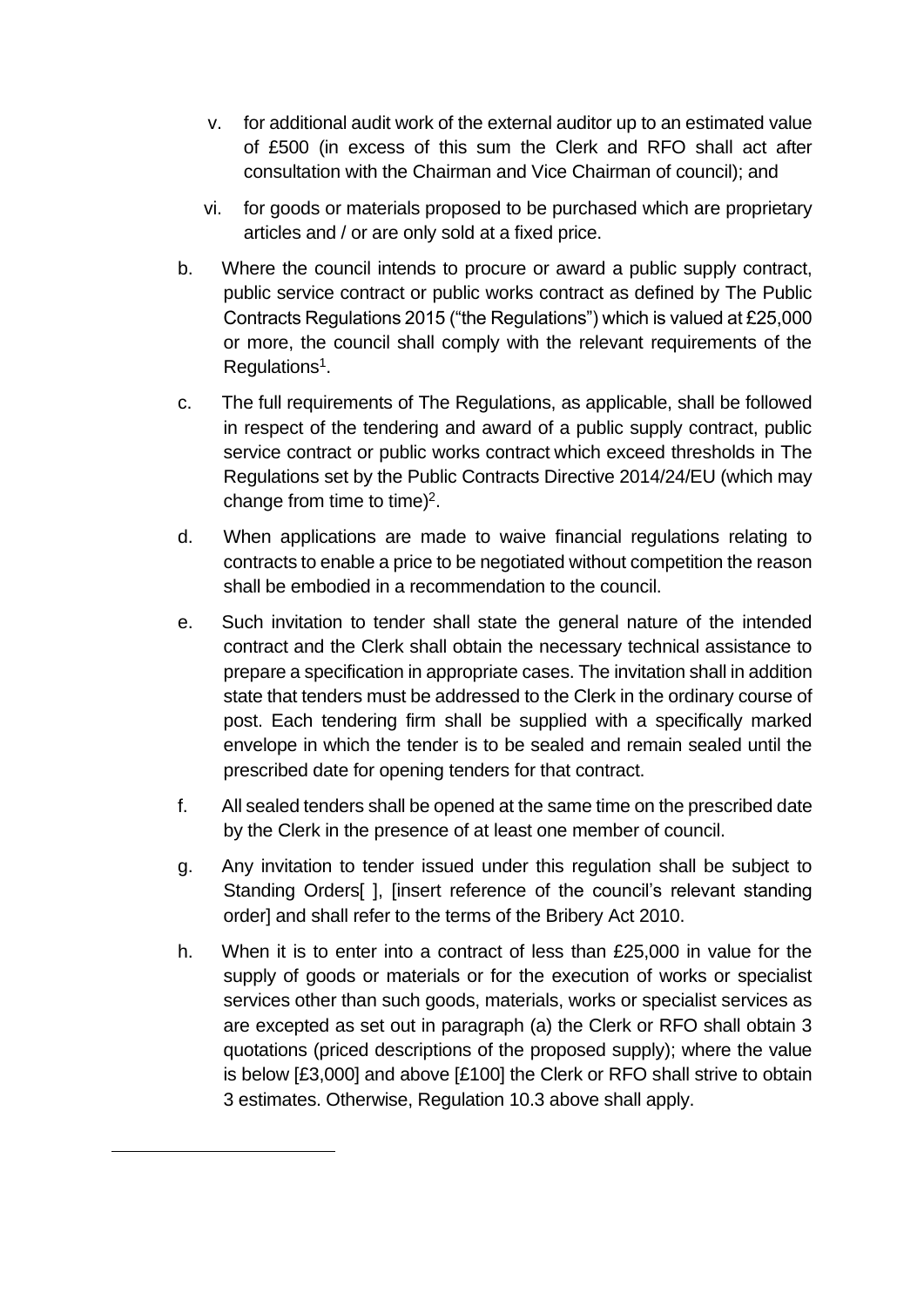v. for additional audit work of the external auditor up to an estimated value of £500 (in excess of this sum the Clerk and RFO shall act after consultation with the Chairman and Vice Chairman of council); and

vi. for goods or materials proposed to be purchased which are proprietary articles and / or are only sold at a fixed price.

b. Where the council intends to procure or award a public supply contract, public service contract or public works contract as defined by The Public Contracts Regulations 2015 ("the Regulations") which is valued at £25,000 or more, the council shall comply with the relevant requirements of the Regulations[1].

c. The full requirements of The Regulations, as applicable, shall be followed in respect of the tendering and award of a public supply contract, public service contract or public works contract which exceed thresholds in The Regulations set by the Public Contracts Directive 2014/24/EU (which may change from time to time)[2].

d. When applications are made to waive financial regulations relating to contracts to enable a price to be negotiated without competition the reason shall be embodied in a recommendation to the council.

e. Such invitation to tender shall state the general nature of the intended contract and the Clerk shall obtain the necessary technical assistance to prepare a specification in appropriate cases. The invitation shall in addition state that tenders must be addressed to the Clerk in the ordinary course of post. Each tendering firm shall be supplied with a specifically marked envelope in which the tender is to be sealed and remain sealed until the prescribed date for opening tenders for that contract.

f. All sealed tenders shall be opened at the same time on the prescribed date by the Clerk in the presence of at least one member of council.

g. Any invitation to tender issued under this regulation shall be subject to Standing Orders[ ], [insert reference of the council's relevant standing order] and shall refer to the terms of the Bribery Act 2010.

h. When it is to enter into a contract of less than £25,000 in value for the supply of goods or materials or for the execution of works or specialist services other than such goods, materials, works or specialist services as are excepted as set out in paragraph (a) the Clerk or RFO shall obtain 3 quotations (priced descriptions of the proposed supply); where the value is below [£3,000] and above [£100] the Clerk or RFO shall strive to obtain 3 estimates. Otherwise, Regulation 10.3 above shall apply.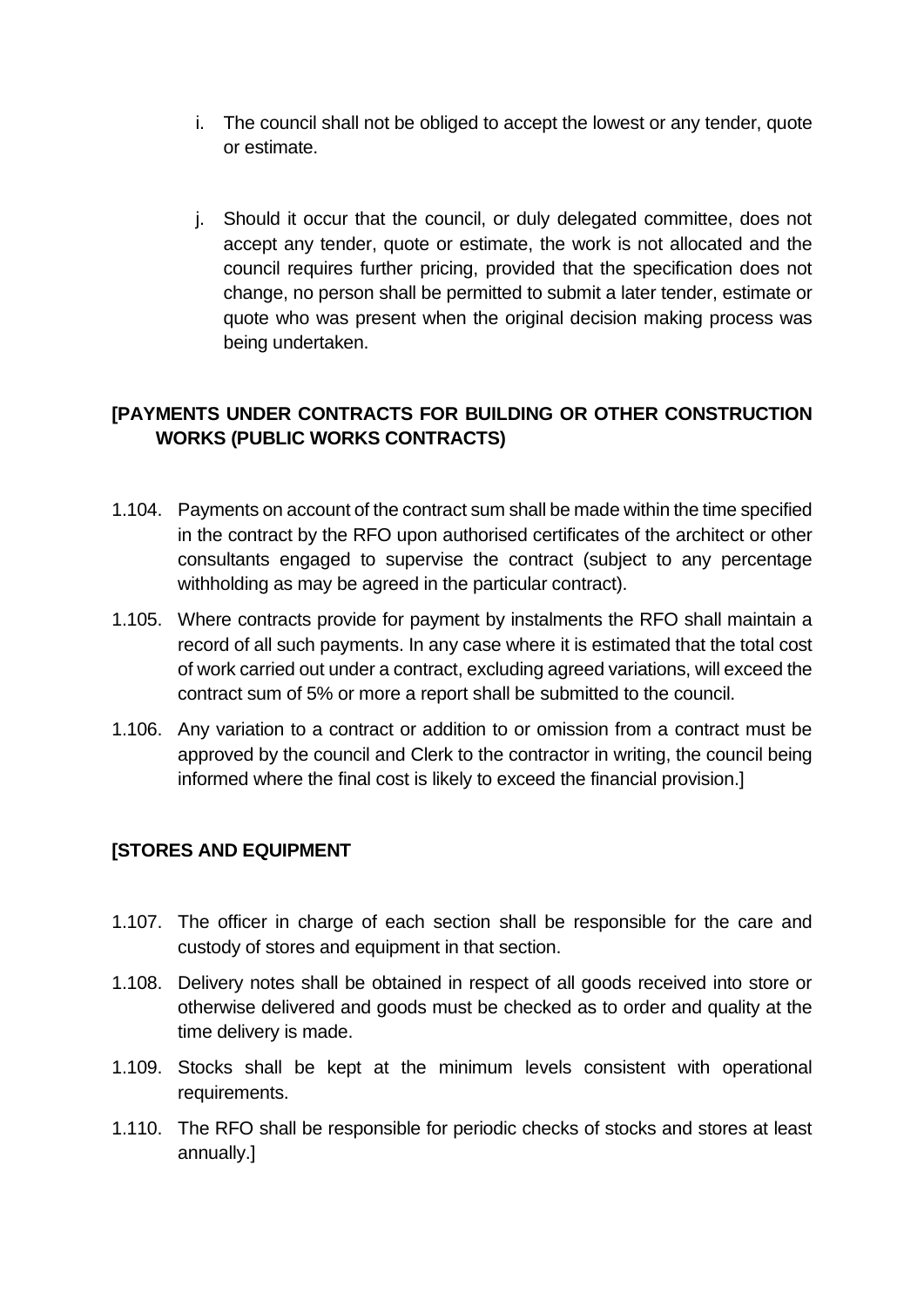i. The council shall not be obliged to accept the lowest or any tender, quote or estimate.

j. Should it occur that the council, or duly delegated committee, does not accept any tender, quote or estimate, the work is not allocated and the council requires further pricing, provided that the specification does not change, no person shall be permitted to submit a later tender, estimate or quote who was present when the original decision making process was being undertaken.

**[PAYMENTS UNDER CONTRACTS FOR BUILDING OR OTHER CONSTRUCTION WORKS (PUBLIC WORKS CONTRACTS)**

1.104. Payments on account of the contract sum shall be made within the time specified in the contract by the RFO upon authorised certificates of the architect or other consultants engaged to supervise the contract (subject to any percentage withholding as may be agreed in the particular contract).

1.105. Where contracts provide for payment by instalments the RFO shall maintain a record of all such payments. In any case where it is estimated that the total cost of work carried out under a contract, excluding agreed variations, will exceed the contract sum of 5% or more a report shall be submitted to the council.

1.106. Any variation to a contract or addition to or omission from a contract must be approved by the council and Clerk to the contractor in writing, the council being informed where the final cost is likely to exceed the financial provision.]

**[STORES AND EQUIPMENT**

1.107. The officer in charge of each section shall be responsible for the care and custody of stores and equipment in that section.

1.108. Delivery notes shall be obtained in respect of all goods received into store or otherwise delivered and goods must be checked as to order and quality at the time delivery is made.

1.109. Stocks shall be kept at the minimum levels consistent with operational requirements.

1.110. The RFO shall be responsible for periodic checks of stocks and stores at least annually.]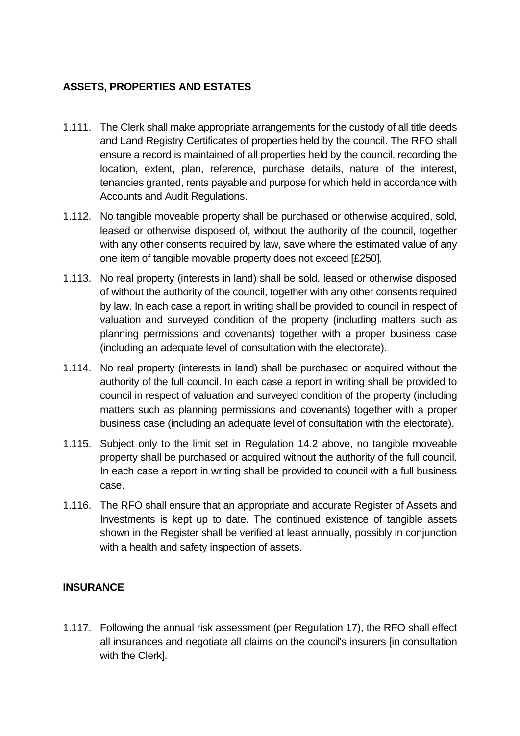## ASSETS, PROPERTIES AND ESTATES

1.111. The Clerk shall make appropriate arrangements for the custody of all title deeds and Land Registry Certificates of properties held by the council. The RFO shall ensure a record is maintained of all properties held by the council, recording the location, extent, plan, reference, purchase details, nature of the interest, tenancies granted, rents payable and purpose for which held in accordance with Accounts and Audit Regulations.

1.112. No tangible moveable property shall be purchased or otherwise acquired, sold, leased or otherwise disposed of, without the authority of the council, together with any other consents required by law, save where the estimated value of any one item of tangible movable property does not exceed [£250].

1.113. No real property (interests in land) shall be sold, leased or otherwise disposed of without the authority of the council, together with any other consents required by law. In each case a report in writing shall be provided to council in respect of valuation and surveyed condition of the property (including matters such as planning permissions and covenants) together with a proper business case (including an adequate level of consultation with the electorate).

1.114. No real property (interests in land) shall be purchased or acquired without the authority of the full council. In each case a report in writing shall be provided to council in respect of valuation and surveyed condition of the property (including matters such as planning permissions and covenants) together with a proper business case (including an adequate level of consultation with the electorate).

1.115. Subject only to the limit set in Regulation 14.2 above, no tangible moveable property shall be purchased or acquired without the authority of the full council. In each case a report in writing shall be provided to council with a full business case.

1.116. The RFO shall ensure that an appropriate and accurate Register of Assets and Investments is kept up to date. The continued existence of tangible assets shown in the Register shall be verified at least annually, possibly in conjunction with a health and safety inspection of assets.

## INSURANCE

1.117. Following the annual risk assessment (per Regulation 17), the RFO shall effect all insurances and negotiate all claims on the council's insurers [in consultation with the Clerk].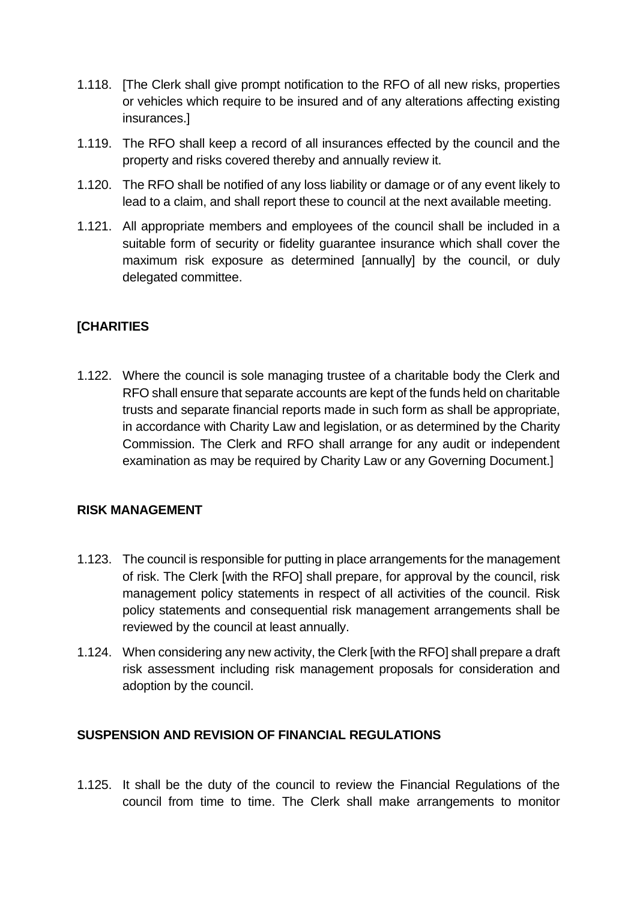1.118. [The Clerk shall give prompt notification to the RFO of all new risks, properties or vehicles which require to be insured and of any alterations affecting existing insurances.]

1.119. The RFO shall keep a record of all insurances effected by the council and the property and risks covered thereby and annually review it.

1.120. The RFO shall be notified of any loss liability or damage or of any event likely to lead to a claim, and shall report these to council at the next available meeting.

1.121. All appropriate members and employees of the council shall be included in a suitable form of security or fidelity guarantee insurance which shall cover the maximum risk exposure as determined [annually] by the council, or duly delegated committee.

## [CHARITIES

1.122. Where the council is sole managing trustee of a charitable body the Clerk and RFO shall ensure that separate accounts are kept of the funds held on charitable trusts and separate financial reports made in such form as shall be appropriate, in accordance with Charity Law and legislation, or as determined by the Charity Commission. The Clerk and RFO shall arrange for any audit or independent examination as may be required by Charity Law or any Governing Document.]

## RISK MANAGEMENT

1.123. The council is responsible for putting in place arrangements for the management of risk. The Clerk [with the RFO] shall prepare, for approval by the council, risk management policy statements in respect of all activities of the council. Risk policy statements and consequential risk management arrangements shall be reviewed by the council at least annually.

1.124. When considering any new activity, the Clerk [with the RFO] shall prepare a draft risk assessment including risk management proposals for consideration and adoption by the council.

## SUSPENSION AND REVISION OF FINANCIAL REGULATIONS

1.125. It shall be the duty of the council to review the Financial Regulations of the council from time to time. The Clerk shall make arrangements to monitor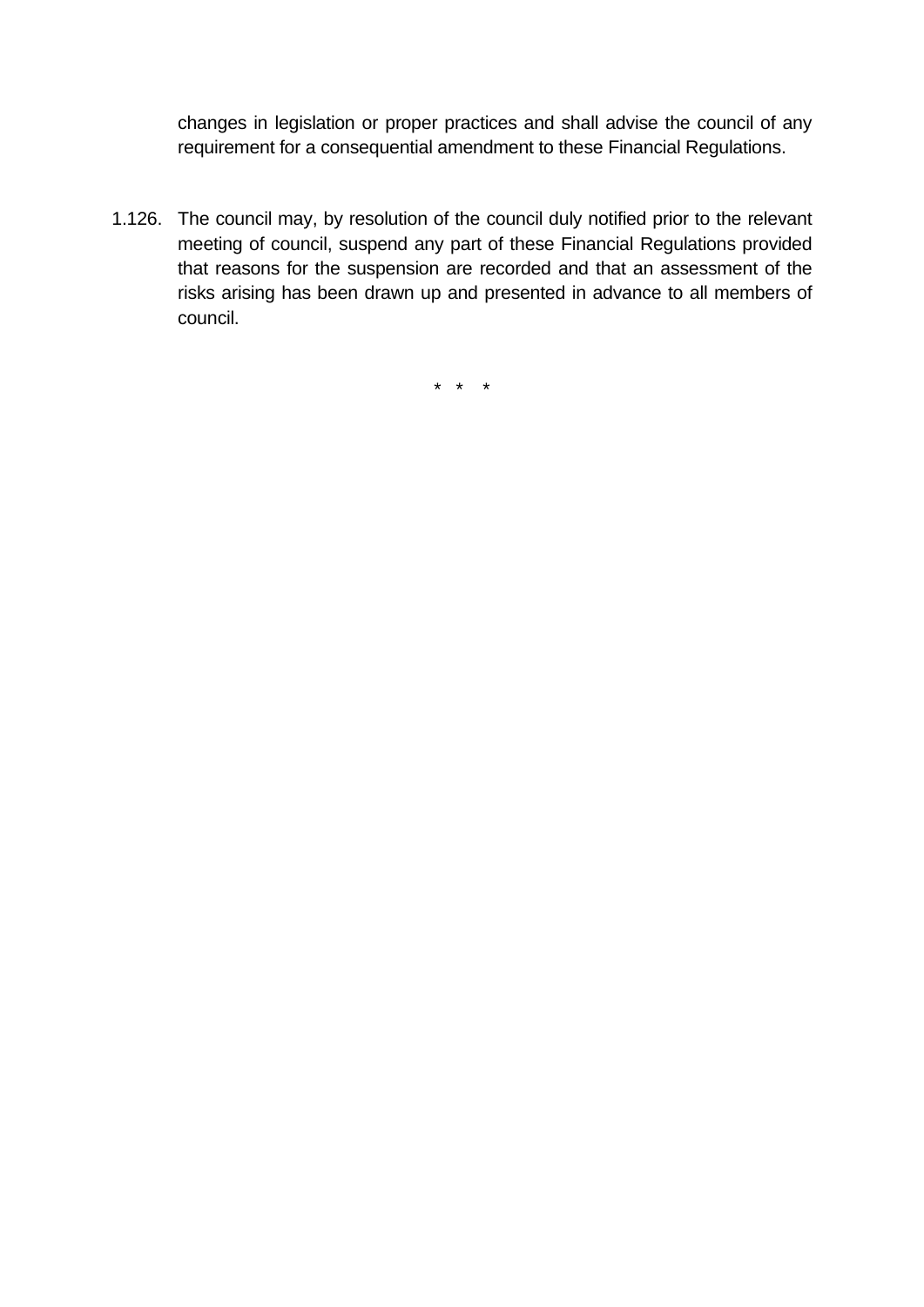changes in legislation or proper practices and shall advise the council of any requirement for a consequential amendment to these Financial Regulations.

1.126. The council may, by resolution of the council duly notified prior to the relevant meeting of council, suspend any part of these Financial Regulations provided that reasons for the suspension are recorded and that an assessment of the risks arising has been drawn up and presented in advance to all members of council.

* * *